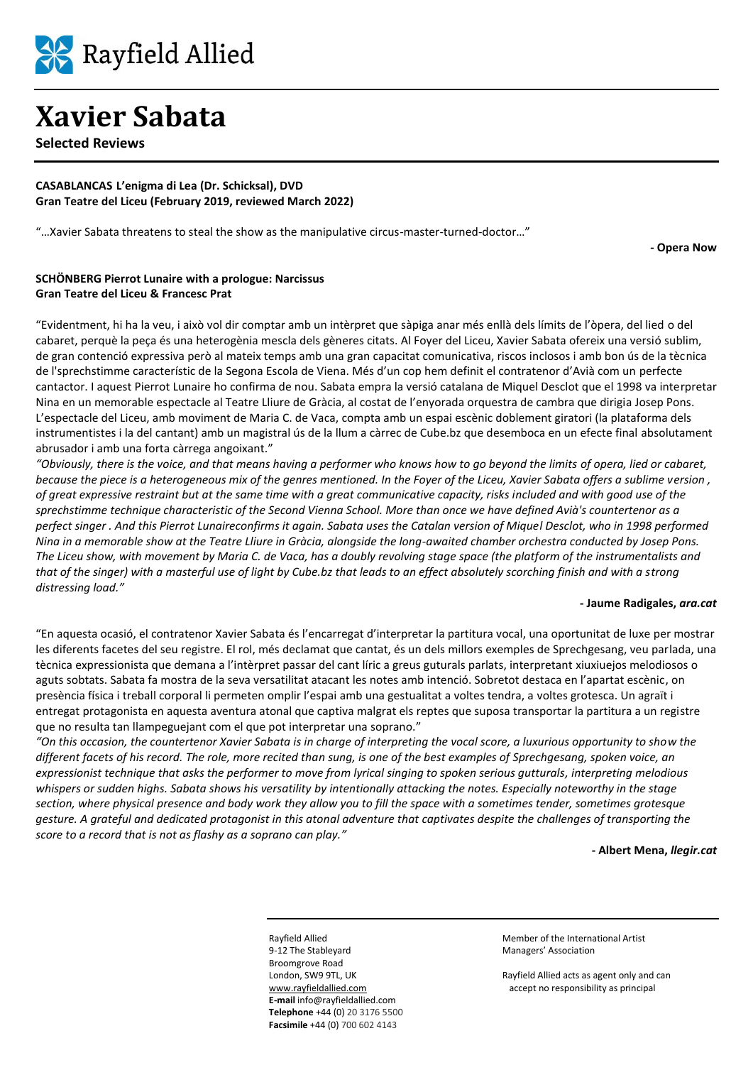Rayfield Allied

# Xavier Sabata

**Selected Reviews**

**CASABLANCAS L'enigma di Lea (Dr. Schicksal), DVD**
**Gran Teatre del Liceu (February 2019, reviewed March 2022)**

"…Xavier Sabata threatens to steal the show as the manipulative circus-master-turned-doctor…"

**- Opera Now**

**SCHÖNBERG Pierrot Lunaire with a prologue: Narcissus**
**Gran Teatre del Liceu & Francesc Prat**

"Evidentment, hi ha la veu, i això vol dir comptar amb un intèrpret que sàpiga anar més enllà dels límits de l'òpera, del lied o del cabaret, perquè la peça és una heterogènia mescla dels gèneres citats. Al Foyer del Liceu, Xavier Sabata ofereix una versió sublim, de gran contenció expressiva però al mateix temps amb una gran capacitat comunicativa, riscos inclosos i amb bon ús de la tècnica de l'sprechstimme característic de la Segona Escola de Viena. Més d'un cop hem definit el contratenor d'Avià com un perfecte cantactor. I aquest Pierrot Lunaire ho confirma de nou. Sabata empra la versió catalana de Miquel Desclot que el 1998 va interpretar Nina en un memorable espectacle al Teatre Lliure de Gràcia, al costat de l'enyorada orquestra de cambra que dirigia Josep Pons. L'espectacle del Liceu, amb moviment de Maria C. de Vaca, compta amb un espai escènic doblement giratori (la plataforma dels instrumentistes i la del cantant) amb un magistral ús de la llum a càrrec de Cube.bz que desemboca en un efecte final absolutament abrusador i amb una forta càrrega angoixant."

*"Obviously, there is the voice, and that means having a performer who knows how to go beyond the limits of opera, lied or cabaret, because the piece is a heterogeneous mix of the genres mentioned. In the Foyer of the Liceu, Xavier Sabata offers a sublime version , of great expressive restraint but at the same time with a great communicative capacity, risks included and with good use of the sprechstimme technique characteristic of the Second Vienna School. More than once we have defined Avià's countertenor as a perfect singer . And this Pierrot Lunaireconfirms it again. Sabata uses the Catalan version of Miquel Desclot, who in 1998 performed Nina in a memorable show at the Teatre Lliure in Gràcia, alongside the long-awaited chamber orchestra conducted by Josep Pons. The Liceu show, with movement by Maria C. de Vaca, has a doubly revolving stage space (the platform of the instrumentalists and that of the singer) with a masterful use of light by Cube.bz that leads to an effect absolutely scorching finish and with a strong distressing load."*

**- Jaume Radigales, *ara.cat***

"En aquesta ocasió, el contratenor Xavier Sabata és l'encarregat d'interpretar la partitura vocal, una oportunitat de luxe per mostrar les diferents facetes del seu registre. El rol, més declamat que cantat, és un dels millors exemples de Sprechgesang, veu parlada, una tècnica expressionista que demana a l'intèrpret passar del cant líric a greus guturals parlats, interpretant xiuxiuejos melodiosos o aguts sobtats. Sabata fa mostra de la seva versatilitat atacant les notes amb intenció. Sobretot destaca en l'apartat escènic, on presència física i treball corporal li permeten omplir l'espai amb una gestualitat a voltes tendra, a voltes grotesca. Un agraït i entregat protagonista en aquesta aventura atonal que captiva malgrat els reptes que suposa transportar la partitura a un registre que no resulta tan llampeguejant com el que pot interpretar una soprano."

*"On this occasion, the countertenor Xavier Sabata is in charge of interpreting the vocal score, a luxurious opportunity to show the different facets of his record. The role, more recited than sung, is one of the best examples of Sprechgesang, spoken voice, an expressionist technique that asks the performer to move from lyrical singing to spoken serious gutturals, interpreting melodious whispers or sudden highs. Sabata shows his versatility by intentionally attacking the notes. Especially noteworthy in the stage section, where physical presence and body work they allow you to fill the space with a sometimes tender, sometimes grotesque gesture. A grateful and dedicated protagonist in this atonal adventure that captivates despite the challenges of transporting the score to a record that is not as flashy as a soprano can play."*

**- Albert Mena, *llegir.cat***

Rayfield Allied
9-12 The Stableyard
Broomgrove Road
London, SW9 9TL, UK
www.rayfieldallied.com
**E-mail** info@rayfieldallied.com
**Telephone** +44 (0) 20 3176 5500
**Facsimile** +44 (0) 700 602 4143

Member of the International Artist Managers' Association

Rayfield Allied acts as agent only and can accept no responsibility as principal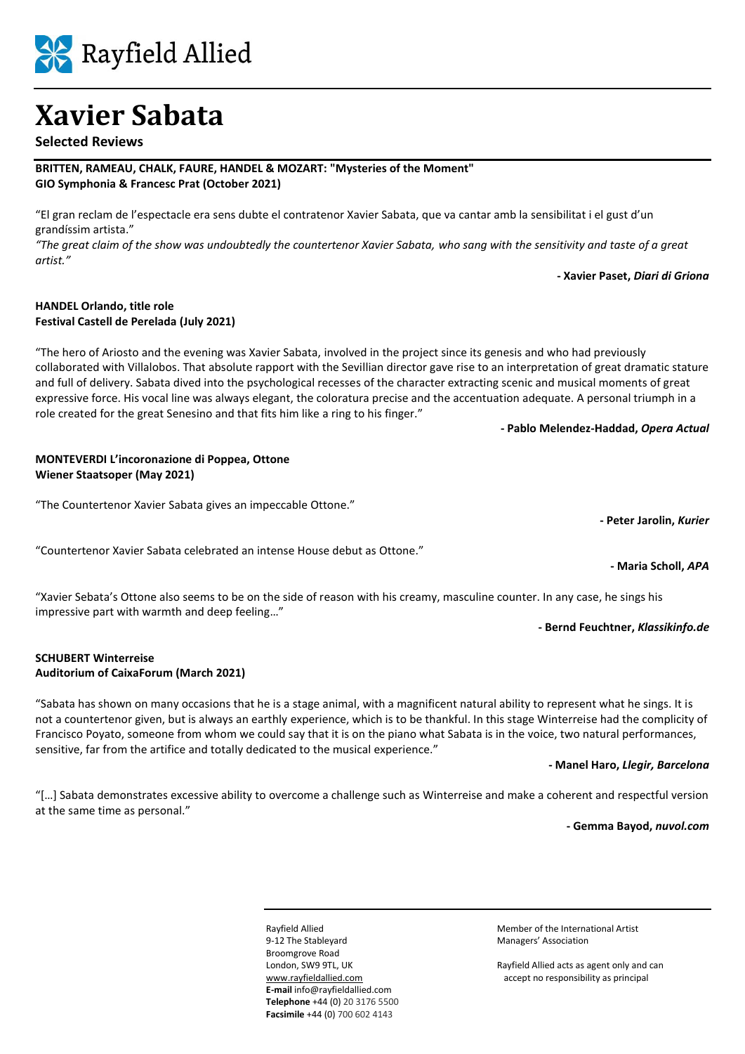# Xavier Sabata

**Selected Reviews**

**BRITTEN, RAMEAU, CHALK, FAURE, HANDEL & MOZART: "Mysteries of the Moment"**
**GIO Symphonia & Francesc Prat (October 2021)**

"El gran reclam de l'espectacle era sens dubte el contratenor Xavier Sabata, que va cantar amb la sensibilitat i el gust d'un grandíssim artista."
*"The great claim of the show was undoubtedly the countertenor Xavier Sabata, who sang with the sensitivity and taste of a great artist."*

**- Xavier Paset, *Diari di Griona***

**HANDEL Orlando, title role**
**Festival Castell de Perelada (July 2021)**

"The hero of Ariosto and the evening was Xavier Sabata, involved in the project since its genesis and who had previously collaborated with Villalobos. That absolute rapport with the Sevillian director gave rise to an interpretation of great dramatic stature and full of delivery. Sabata dived into the psychological recesses of the character extracting scenic and musical moments of great expressive force. His vocal line was always elegant, the coloratura precise and the accentuation adequate. A personal triumph in a role created for the great Senesino and that fits him like a ring to his finger."

**- Pablo Melendez-Haddad, *Opera Actual***

**MONTEVERDI L'incoronazione di Poppea, Ottone**
**Wiener Staatsoper (May 2021)**

"The Countertenor Xavier Sabata gives an impeccable Ottone."

**- Peter Jarolin, *Kurier***

"Countertenor Xavier Sabata celebrated an intense House debut as Ottone."

**- Maria Scholl, *APA***

"Xavier Sebata's Ottone also seems to be on the side of reason with his creamy, masculine counter. In any case, he sings his impressive part with warmth and deep feeling…"

**- Bernd Feuchtner, *Klassikinfo.de***

**SCHUBERT Winterreise**
**Auditorium of CaixaForum (March 2021)**

"Sabata has shown on many occasions that he is a stage animal, with a magnificent natural ability to represent what he sings. It is not a countertenor given, but is always an earthly experience, which is to be thankful. In this stage Winterreise had the complicity of Francisco Poyato, someone from whom we could say that it is on the piano what Sabata is in the voice, two natural performances, sensitive, far from the artifice and totally dedicated to the musical experience."

**- Manel Haro, *Llegir, Barcelona***

"[…] Sabata demonstrates excessive ability to overcome a challenge such as Winterreise and make a coherent and respectful version at the same time as personal."

**- Gemma Bayod, *nuvol.com***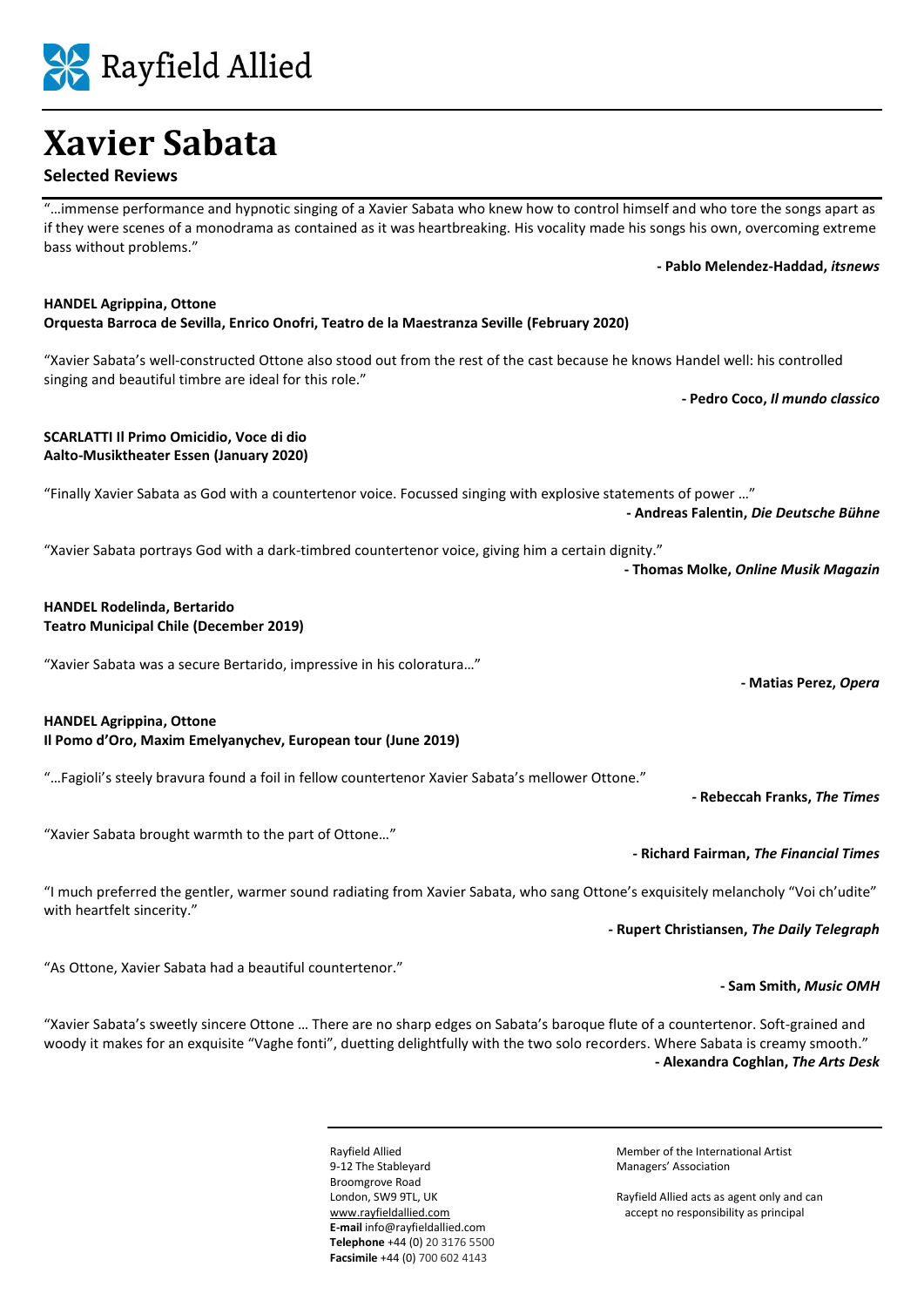Rayfield Allied

# Xavier Sabata

## Selected Reviews

"…immense performance and hypnotic singing of a Xavier Sabata who knew how to control himself and who tore the songs apart as if they were scenes of a monodrama as contained as it was heartbreaking. His vocality made his songs his own, overcoming extreme bass without problems."

**- Pablo Melendez-Haddad, *itsnews***

**HANDEL Agrippina, Ottone**
**Orquesta Barroca de Sevilla, Enrico Onofri, Teatro de la Maestranza Seville (February 2020)**

"Xavier Sabata's well-constructed Ottone also stood out from the rest of the cast because he knows Handel well: his controlled singing and beautiful timbre are ideal for this role."

**- Pedro Coco, *Il mundo classico***

**SCARLATTI Il Primo Omicidio, Voce di dio**
**Aalto-Musiktheater Essen (January 2020)**

"Finally Xavier Sabata as God with a countertenor voice. Focussed singing with explosive statements of power …"

**- Andreas Falentin, *Die Deutsche Bühne***

"Xavier Sabata portrays God with a dark-timbred countertenor voice, giving him a certain dignity."

**- Thomas Molke, *Online Musik Magazin***

**HANDEL Rodelinda, Bertarido**
**Teatro Municipal Chile (December 2019)**

"Xavier Sabata was a secure Bertarido, impressive in his coloratura…"

**- Matias Perez, *Opera***

**HANDEL Agrippina, Ottone**
**Il Pomo d'Oro, Maxim Emelyanychev, European tour (June 2019)**

"…Fagioli's steely bravura found a foil in fellow countertenor Xavier Sabata's mellower Ottone."

**- Rebeccah Franks, *The Times***

"Xavier Sabata brought warmth to the part of Ottone…"

**- Richard Fairman, *The Financial Times***

"I much preferred the gentler, warmer sound radiating from Xavier Sabata, who sang Ottone's exquisitely melancholy "Voi ch'udite" with heartfelt sincerity."

**- Rupert Christiansen, *The Daily Telegraph***

"As Ottone, Xavier Sabata had a beautiful countertenor."

**- Sam Smith, *Music OMH***

"Xavier Sabata's sweetly sincere Ottone … There are no sharp edges on Sabata's baroque flute of a countertenor. Soft-grained and woody it makes for an exquisite "Vaghe fonti", duetting delightfully with the two solo recorders. Where Sabata is creamy smooth."

**- Alexandra Coghlan, *The Arts Desk***

Rayfield Allied
9-12 The Stableyard
Broomgrove Road
London, SW9 9TL, UK
www.rayfieldallied.com
**E-mail** info@rayfieldallied.com
**Telephone** +44 (0) 20 3176 5500
**Facsimile** +44 (0) 700 602 4143

Member of the International Artist Managers' Association

Rayfield Allied acts as agent only and can accept no responsibility as principal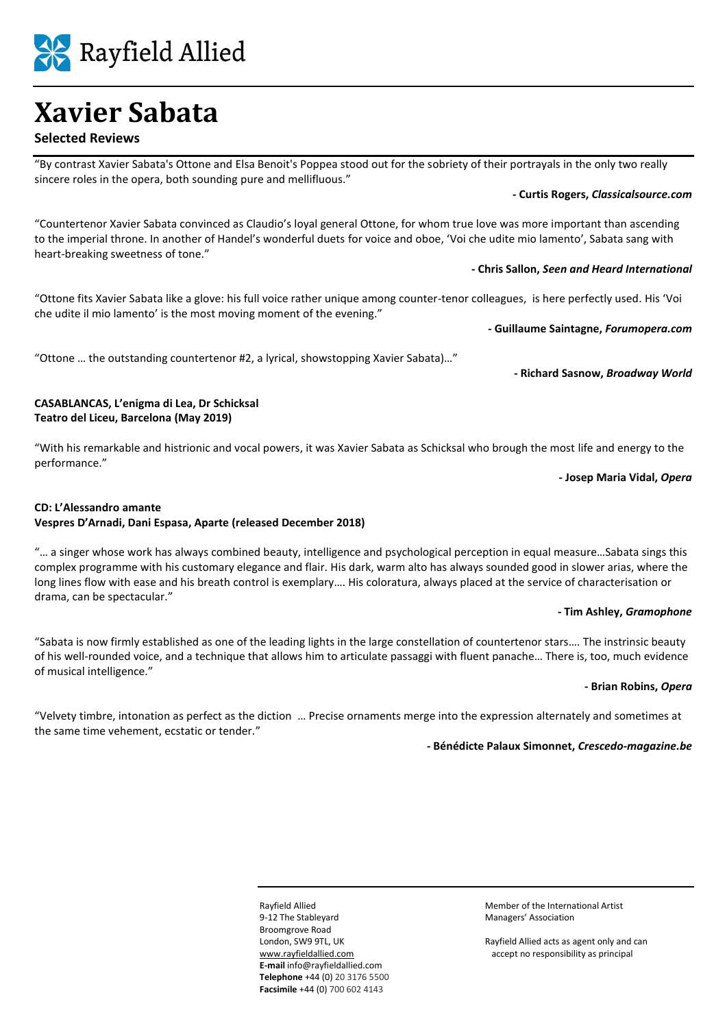Rayfield Allied

# Xavier Sabata

## Selected Reviews

"By contrast Xavier Sabata's Ottone and Elsa Benoit's Poppea stood out for the sobriety of their portrayals in the only two really sincere roles in the opera, both sounding pure and mellifluous."

**- Curtis Rogers, *Classicalsource.com***

"Countertenor Xavier Sabata convinced as Claudio's loyal general Ottone, for whom true love was more important than ascending to the imperial throne. In another of Handel's wonderful duets for voice and oboe, 'Voi che udite mio lamento', Sabata sang with heart-breaking sweetness of tone."

**- Chris Sallon, *Seen and Heard International***

"Ottone fits Xavier Sabata like a glove: his full voice rather unique among counter-tenor colleagues, is here perfectly used. His 'Voi che udite il mio lamento' is the most moving moment of the evening."

**- Guillaume Saintagne, *Forumopera.com***

"Ottone … the outstanding countertenor #2, a lyrical, showstopping Xavier Sabata)…"

**- Richard Sasnow, *Broadway World***

**CASABLANCAS, L'enigma di Lea, Dr Schicksal**
**Teatro del Liceu, Barcelona (May 2019)**

"With his remarkable and histrionic and vocal powers, it was Xavier Sabata as Schicksal who brough the most life and energy to the performance."

**- Josep Maria Vidal, *Opera***

**CD: L'Alessandro amante**
**Vespres D'Arnadi, Dani Espasa, Aparte (released December 2018)**

"… a singer whose work has always combined beauty, intelligence and psychological perception in equal measure…Sabata sings this complex programme with his customary elegance and flair. His dark, warm alto has always sounded good in slower arias, where the long lines flow with ease and his breath control is exemplary…. His coloratura, always placed at the service of characterisation or drama, can be spectacular."

**- Tim Ashley, *Gramophone***

"Sabata is now firmly established as one of the leading lights in the large constellation of countertenor stars…. The instrinsic beauty of his well-rounded voice, and a technique that allows him to articulate passaggi with fluent panache… There is, too, much evidence of musical intelligence."

**- Brian Robins, *Opera***

"Velvety timbre, intonation as perfect as the diction … Precise ornaments merge into the expression alternately and sometimes at the same time vehement, ecstatic or tender."

**- Bénédicte Palaux Simonnet, *Crescedo-magazine.be***

Rayfield Allied
9-12 The Stableyard
Broomgrove Road
London, SW9 9TL, UK
www.rayfieldallied.com
**E-mail** info@rayfieldallied.com
**Telephone** +44 (0) 20 3176 5500
**Facsimile** +44 (0) 700 602 4143

Member of the International Artist Managers' Association

Rayfield Allied acts as agent only and can accept no responsibility as principal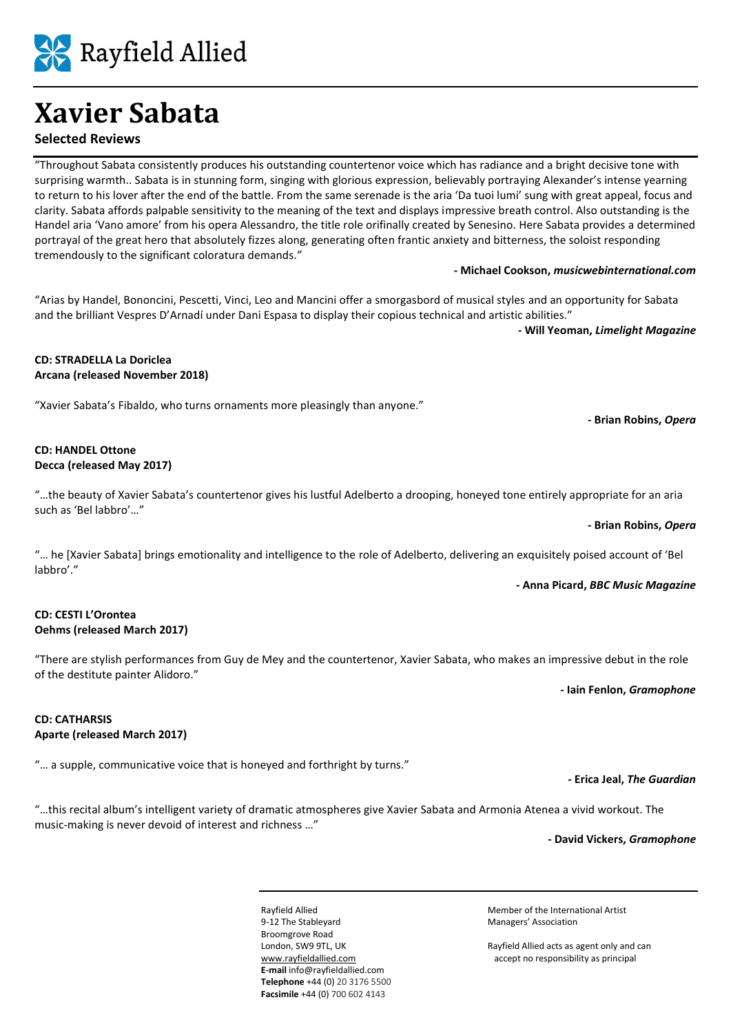# Xavier Sabata

## Selected Reviews

"Throughout Sabata consistently produces his outstanding countertenor voice which has radiance and a bright decisive tone with surprising warmth.. Sabata is in stunning form, singing with glorious expression, believably portraying Alexander's intense yearning to return to his lover after the end of the battle. From the same serenade is the aria 'Da tuoi lumi' sung with great appeal, focus and clarity. Sabata affords palpable sensitivity to the meaning of the text and displays impressive breath control. Also outstanding is the Handel aria 'Vano amore' from his opera Alessandro, the title role orifinally created by Senesino. Here Sabata provides a determined portrayal of the great hero that absolutely fizzes along, generating often frantic anxiety and bitterness, the soloist responding tremendously to the significant coloratura demands."

**- Michael Cookson, *musicwebinternational.com***

"Arias by Handel, Bononcini, Pescetti, Vinci, Leo and Mancini offer a smorgasbord of musical styles and an opportunity for Sabata and the brilliant Vespres D'Arnadí under Dani Espasa to display their copious technical and artistic abilities."

**- Will Yeoman, *Limelight Magazine***

**CD: STRADELLA La Doriclea**
**Arcana (released November 2018)**

"Xavier Sabata's Fibaldo, who turns ornaments more pleasingly than anyone."

**- Brian Robins, *Opera***

**CD: HANDEL Ottone**
**Decca (released May 2017)**

"…the beauty of Xavier Sabata's countertenor gives his lustful Adelberto a drooping, honeyed tone entirely appropriate for an aria such as 'Bel labbro'…"

**- Brian Robins, *Opera***

"… he [Xavier Sabata] brings emotionality and intelligence to the role of Adelberto, delivering an exquisitely poised account of 'Bel labbro'."

**- Anna Picard, *BBC Music Magazine***

**CD: CESTI L'Orontea**
**Oehms (released March 2017)**

"There are stylish performances from Guy de Mey and the countertenor, Xavier Sabata, who makes an impressive debut in the role of the destitute painter Alidoro."

**- Iain Fenlon, *Gramophone***

**CD: CATHARSIS**
**Aparte (released March 2017)**

"… a supple, communicative voice that is honeyed and forthright by turns."

**- Erica Jeal, *The Guardian***

"…this recital album's intelligent variety of dramatic atmospheres give Xavier Sabata and Armonia Atenea a vivid workout. The music-making is never devoid of interest and richness …"

**- David Vickers, *Gramophone***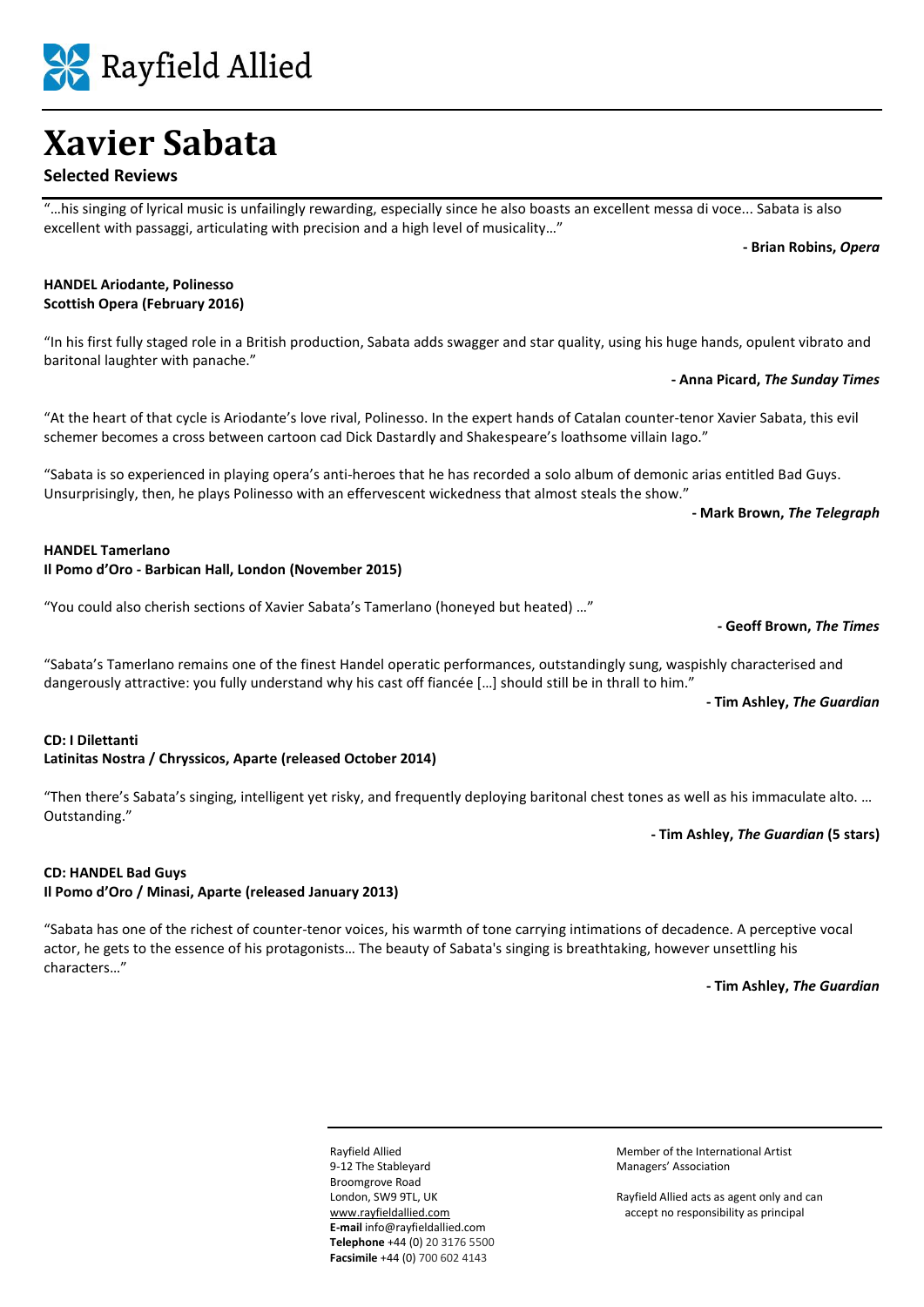Rayfield Allied

# Xavier Sabata

## Selected Reviews

"…his singing of lyrical music is unfailingly rewarding, especially since he also boasts an excellent messa di voce... Sabata is also excellent with passaggi, articulating with precision and a high level of musicality…"

**- Brian Robins, *Opera***

**HANDEL Ariodante, Polinesso**
**Scottish Opera (February 2016)**

"In his first fully staged role in a British production, Sabata adds swagger and star quality, using his huge hands, opulent vibrato and baritonal laughter with panache."

**- Anna Picard, *The Sunday Times***

"At the heart of that cycle is Ariodante's love rival, Polinesso. In the expert hands of Catalan counter-tenor Xavier Sabata, this evil schemer becomes a cross between cartoon cad Dick Dastardly and Shakespeare's loathsome villain Iago."

"Sabata is so experienced in playing opera's anti-heroes that he has recorded a solo album of demonic arias entitled Bad Guys. Unsurprisingly, then, he plays Polinesso with an effervescent wickedness that almost steals the show."

**- Mark Brown, *The Telegraph***

**HANDEL Tamerlano**
**Il Pomo d'Oro - Barbican Hall, London (November 2015)**

"You could also cherish sections of Xavier Sabata's Tamerlano (honeyed but heated) …"

**- Geoff Brown, *The Times***

"Sabata's Tamerlano remains one of the finest Handel operatic performances, outstandingly sung, waspishly characterised and dangerously attractive: you fully understand why his cast off fiancée […] should still be in thrall to him."

**- Tim Ashley, *The Guardian***

**CD: I Dilettanti**
**Latinitas Nostra / Chryssicos, Aparte (released October 2014)**

"Then there's Sabata's singing, intelligent yet risky, and frequently deploying baritonal chest tones as well as his immaculate alto. … Outstanding."

**- Tim Ashley, *The Guardian* (5 stars)**

**CD: HANDEL Bad Guys**
**Il Pomo d'Oro / Minasi, Aparte (released January 2013)**

"Sabata has one of the richest of counter-tenor voices, his warmth of tone carrying intimations of decadence. A perceptive vocal actor, he gets to the essence of his protagonists… The beauty of Sabata's singing is breathtaking, however unsettling his characters…"

**- Tim Ashley, *The Guardian***

Rayfield Allied
9-12 The Stableyard
Broomgrove Road
London, SW9 9TL, UK
www.rayfieldallied.com
**E-mail** info@rayfieldallied.com
**Telephone** +44 (0) 20 3176 5500
**Facsimile** +44 (0) 700 602 4143

Member of the International Artist Managers' Association

Rayfield Allied acts as agent only and can accept no responsibility as principal